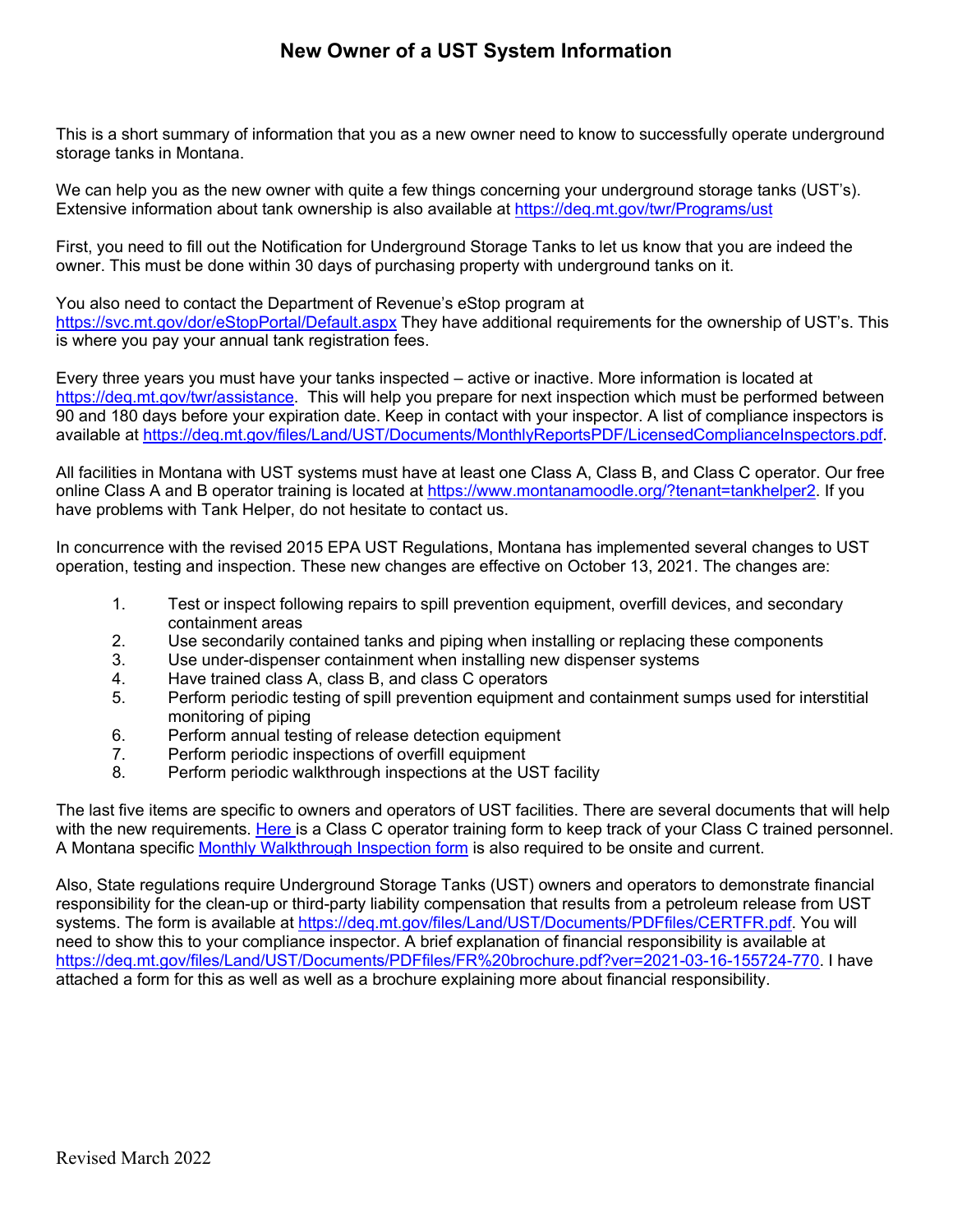# New Owner of a UST System Information

This is a short summary of information that you as a new owner need to know to successfully operate underground storage tanks in Montana.

We can help you as the new owner with quite a few things concerning your underground storage tanks (UST's). Extensive information about tank ownership is also available at https://deq.mt.gov/twr/Programs/ust

First, you need to fill out the Notification for Underground Storage Tanks to let us know that you are indeed the owner. This must be done within 30 days of purchasing property with underground tanks on it.

You also need to contact the Department of Revenue's eStop program at https://svc.mt.gov/dor/eStopPortal/Default.aspx They have additional requirements for the ownership of UST's. This is where you pay your annual tank registration fees.

Every three years you must have your tanks inspected – active or inactive. More information is located at https://deq.mt.gov/twr/assistance. This will help you prepare for next inspection which must be performed between 90 and 180 days before your expiration date. Keep in contact with your inspector. A list of compliance inspectors is available at https://deq.mt.gov/files/Land/UST/Documents/MonthlyReportsPDF/LicensedComplianceInspectors.pdf.

All facilities in Montana with UST systems must have at least one Class A, Class B, and Class C operator. Our free online Class A and B operator training is located at https://www.montanamoodle.org/?tenant=tankhelper2. If you have problems with Tank Helper, do not hesitate to contact us.

In concurrence with the revised 2015 EPA UST Regulations, Montana has implemented several changes to UST operation, testing and inspection. These new changes are effective on October 13, 2021. The changes are:

1. Test or inspect following repairs to spill prevention equipment, overfill devices, and secondary containment areas
2. Use secondarily contained tanks and piping when installing or replacing these components
3. Use under-dispenser containment when installing new dispenser systems
4. Have trained class A, class B, and class C operators
5. Perform periodic testing of spill prevention equipment and containment sumps used for interstitial monitoring of piping
6. Perform annual testing of release detection equipment
7. Perform periodic inspections of overfill equipment
8. Perform periodic walkthrough inspections at the UST facility

The last five items are specific to owners and operators of UST facilities. There are several documents that will help with the new requirements. Here is a Class C operator training form to keep track of your Class C trained personnel. A Montana specific Monthly Walkthrough Inspection form is also required to be onsite and current.

Also, State regulations require Underground Storage Tanks (UST) owners and operators to demonstrate financial responsibility for the clean-up or third-party liability compensation that results from a petroleum release from UST systems. The form is available at https://deq.mt.gov/files/Land/UST/Documents/PDFfiles/CERTFR.pdf. You will need to show this to your compliance inspector. A brief explanation of financial responsibility is available at https://deq.mt.gov/files/Land/UST/Documents/PDFfiles/FR%20brochure.pdf?ver=2021-03-16-155724-770. I have attached a form for this as well as well as a brochure explaining more about financial responsibility.

Revised March 2022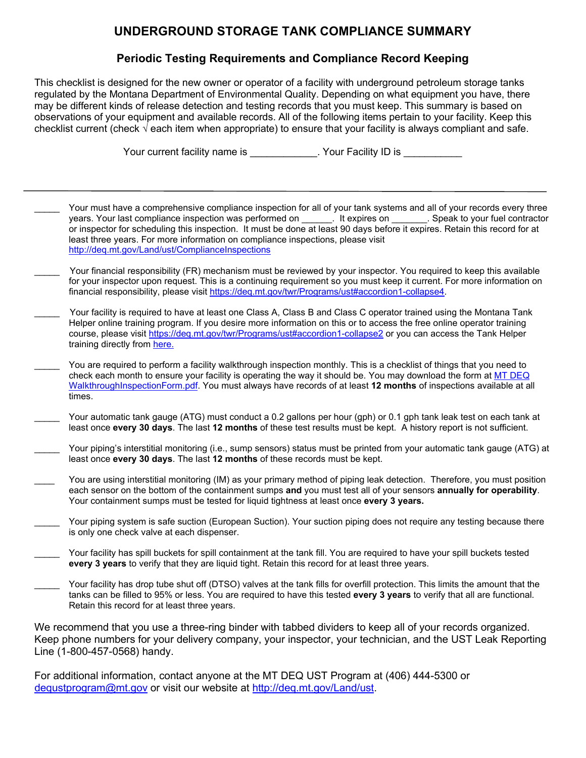# UNDERGROUND STORAGE TANK COMPLIANCE SUMMARY

## Periodic Testing Requirements and Compliance Record Keeping

This checklist is designed for the new owner or operator of a facility with underground petroleum storage tanks regulated by the Montana Department of Environmental Quality. Depending on what equipment you have, there may be different kinds of release detection and testing records that you must keep. This summary is based on observations of your equipment and available records. All of the following items pertain to your facility. Keep this checklist current (check √ each item when appropriate) to ensure that your facility is always compliant and safe.

Your current facility name is ____________. Your Facility ID is __________

---

_____ Your must have a comprehensive compliance inspection for all of your tank systems and all of your records every three years. Your last compliance inspection was performed on ______. It expires on _______. Speak to your fuel contractor or inspector for scheduling this inspection. It must be done at least 90 days before it expires. Retain this record for at least three years. For more information on compliance inspections, please visit http://deq.mt.gov/Land/ust/ComplianceInspections

_____ Your financial responsibility (FR) mechanism must be reviewed by your inspector. You required to keep this available for your inspector upon request. This is a continuing requirement so you must keep it current. For more information on financial responsibility, please visit https://deq.mt.gov/twr/Programs/ust#accordion1-collapse4.

_____ Your facility is required to have at least one Class A, Class B and Class C operator trained using the Montana Tank Helper online training program. If you desire more information on this or to access the free online operator training course, please visit https://deq.mt.gov/twr/Programs/ust#accordion1-collapse2 or you can access the Tank Helper training directly from here.

_____ You are required to perform a facility walkthrough inspection monthly. This is a checklist of things that you need to check each month to ensure your facility is operating the way it should be. You may download the form at MT DEQ WalkthroughInspectionForm.pdf. You must always have records of at least **12 months** of inspections available at all times.

_____ Your automatic tank gauge (ATG) must conduct a 0.2 gallons per hour (gph) or 0.1 gph tank leak test on each tank at least once **every 30 days**. The last **12 months** of these test results must be kept. A history report is not sufficient.

_____ Your piping's interstitial monitoring (i.e., sump sensors) status must be printed from your automatic tank gauge (ATG) at least once **every 30 days**. The last **12 months** of these records must be kept.

____ You are using interstitial monitoring (IM) as your primary method of piping leak detection. Therefore, you must position each sensor on the bottom of the containment sumps **and** you must test all of your sensors **annually for operability**. Your containment sumps must be tested for liquid tightness at least once **every 3 years.**

_____ Your piping system is safe suction (European Suction). Your suction piping does not require any testing because there is only one check valve at each dispenser.

_____ Your facility has spill buckets for spill containment at the tank fill. You are required to have your spill buckets tested **every 3 years** to verify that they are liquid tight. Retain this record for at least three years.

_____ Your facility has drop tube shut off (DTSO) valves at the tank fills for overfill protection. This limits the amount that the tanks can be filled to 95% or less. You are required to have this tested **every 3 years** to verify that all are functional. Retain this record for at least three years.

We recommend that you use a three-ring binder with tabbed dividers to keep all of your records organized. Keep phone numbers for your delivery company, your inspector, your technician, and the UST Leak Reporting Line (1-800-457-0568) handy.

For additional information, contact anyone at the MT DEQ UST Program at (406) 444-5300 or dequstprogram@mt.gov or visit our website at http://deq.mt.gov/Land/ust.